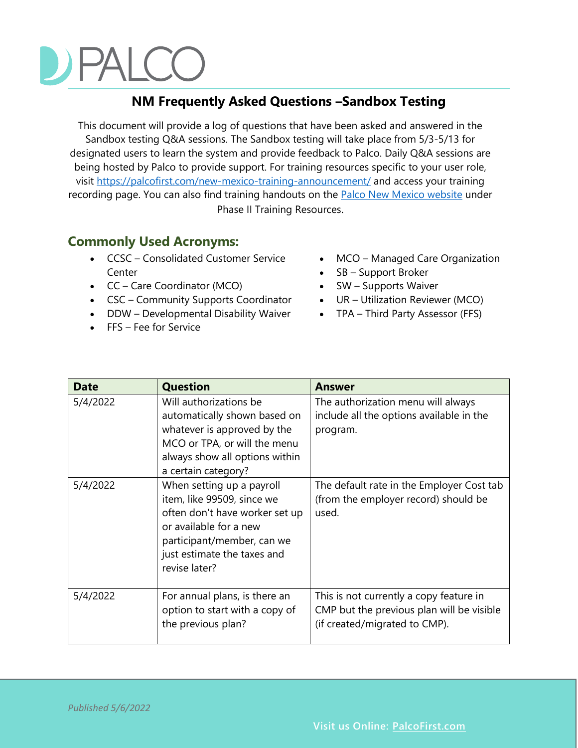# NM Frequently Asked Questions –Sandbox Testing

This document will provide a log of questions that have been asked and answered in the Sandbox testing Q&A sessions. The Sandbox testing will take place from 5/3-5/13 for designated users to learn the system and provide feedback to Palco. Daily Q&A sessions are being hosted by Palco to provide support. For training resources specific to your user role, visit [https://palcofirst.com/new-mexico-training-announcement/](https://palcofirst.com/new-mexico-training-announcement/) and access your training recording page. You can also find training handouts on the Palco New Mexico website under Phase II Training Resources.

## Commonly Used Acronyms:

- CCSC – Consolidated Customer Service Center
- CC – Care Coordinator (MCO)
- CSC – Community Supports Coordinator
- DDW – Developmental Disability Waiver
- FFS – Fee for Service
- MCO – Managed Care Organization
- SB – Support Broker
- SW – Supports Waiver
- UR – Utilization Reviewer (MCO)
- TPA – Third Party Assessor (FFS)

| Date | Question | Answer |
|---|---|---|
| 5/4/2022 | Will authorizations be automatically shown based on whatever is approved by the MCO or TPA, or will the menu always show all options within a certain category? | The authorization menu will always include all the options available in the program. |
| 5/4/2022 | When setting up a payroll item, like 99509, since we often don't have worker set up or available for a new participant/member, can we just estimate the taxes and revise later? | The default rate in the Employer Cost tab (from the employer record) should be used. |
| 5/4/2022 | For annual plans, is there an option to start with a copy of the previous plan? | This is not currently a copy feature in CMP but the previous plan will be visible (if created/migrated to CMP). |

*Published 5/6/2022*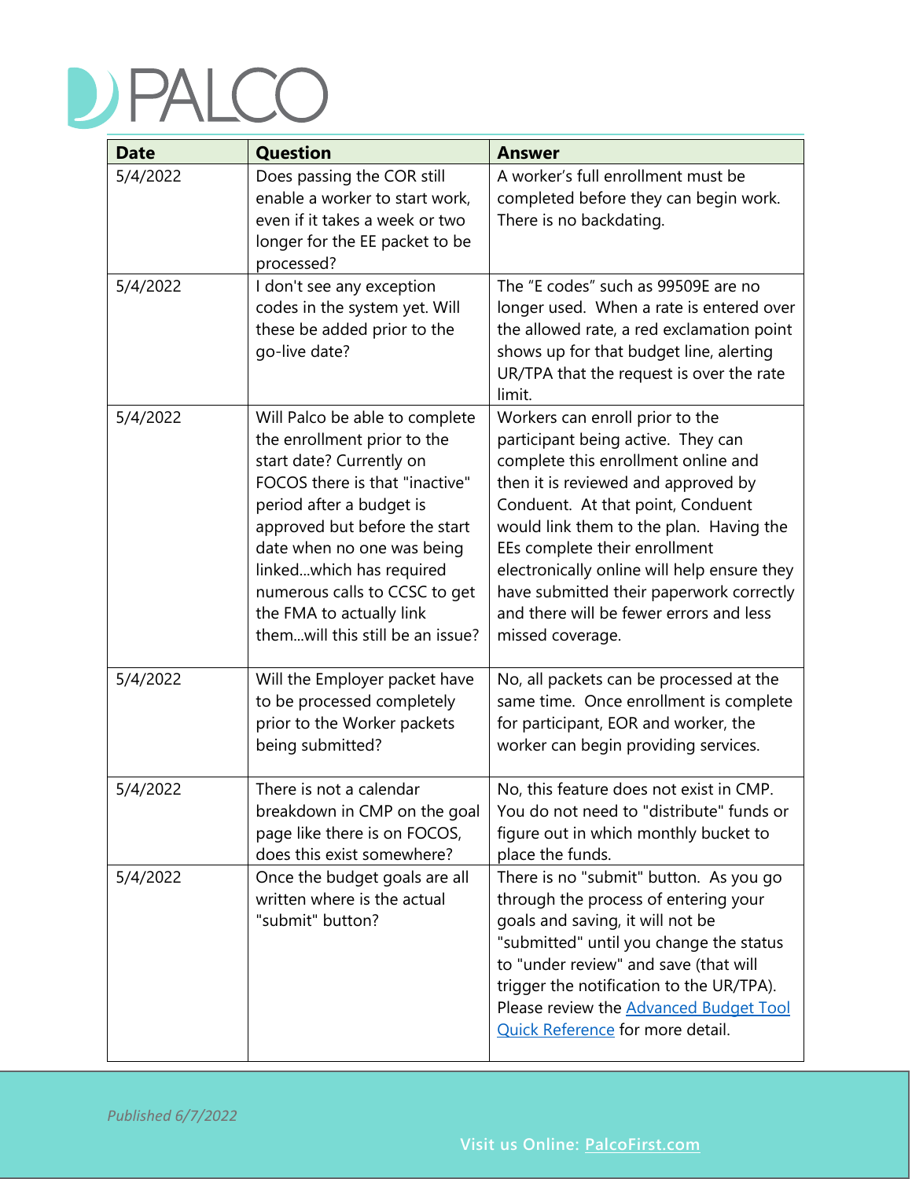| Date | Question | Answer |
| --- | --- | --- |
| 5/4/2022 | Does passing the COR still enable a worker to start work, even if it takes a week or two longer for the EE packet to be processed? | A worker's full enrollment must be completed before they can begin work. There is no backdating. |
| 5/4/2022 | I don't see any exception codes in the system yet. Will these be added prior to the go-live date? | The "E codes" such as 99509E are no longer used. When a rate is entered over the allowed rate, a red exclamation point shows up for that budget line, alerting UR/TPA that the request is over the rate limit. |
| 5/4/2022 | Will Palco be able to complete the enrollment prior to the start date? Currently on FOCOS there is that "inactive" period after a budget is approved but before the start date when no one was being linked...which has required numerous calls to CCSC to get the FMA to actually link them...will this still be an issue? | Workers can enroll prior to the participant being active. They can complete this enrollment online and then it is reviewed and approved by Conduent. At that point, Conduent would link them to the plan. Having the EEs complete their enrollment electronically online will help ensure they have submitted their paperwork correctly and there will be fewer errors and less missed coverage. |
| 5/4/2022 | Will the Employer packet have to be processed completely prior to the Worker packets being submitted? | No, all packets can be processed at the same time. Once enrollment is complete for participant, EOR and worker, the worker can begin providing services. |
| 5/4/2022 | There is not a calendar breakdown in CMP on the goal page like there is on FOCOS, does this exist somewhere? | No, this feature does not exist in CMP. You do not need to "distribute" funds or figure out in which monthly bucket to place the funds. |
| 5/4/2022 | Once the budget goals are all written where is the actual "submit" button? | There is no "submit" button. As you go through the process of entering your goals and saving, it will not be "submitted" until you change the status to "under review" and save (that will trigger the notification to the UR/TPA). Please review the [Advanced Budget Tool Quick Reference] for more detail. |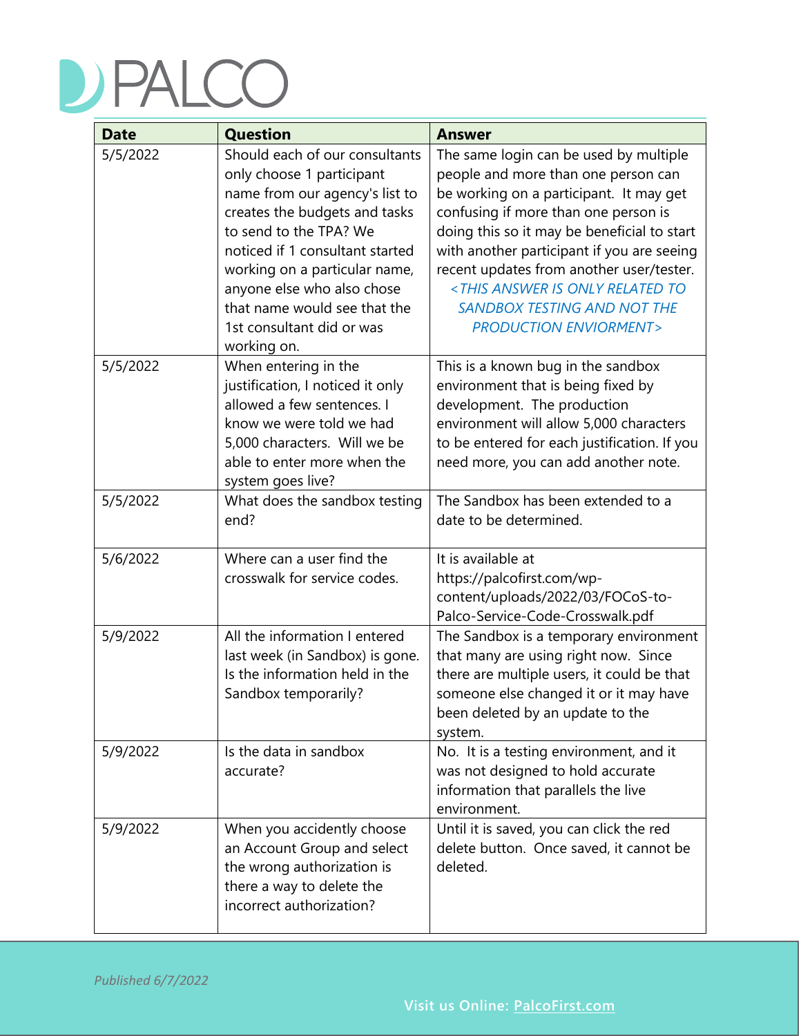| Date | Question | Answer |
|---|---|---|
| 5/5/2022 | Should each of our consultants only choose 1 participant name from our agency's list to creates the budgets and tasks to send to the TPA? We noticed if 1 consultant started working on a particular name, anyone else who also chose that name would see that the 1st consultant did or was working on. | The same login can be used by multiple people and more than one person can be working on a participant. It may get confusing if more than one person is doing this so it may be beneficial to start with another participant if you are seeing recent updates from another user/tester. *<THIS ANSWER IS ONLY RELATED TO SANDBOX TESTING AND NOT THE PRODUCTION ENVIORMENT>* |
| 5/5/2022 | When entering in the justification, I noticed it only allowed a few sentences. I know we were told we had 5,000 characters. Will we be able to enter more when the system goes live? | This is a known bug in the sandbox environment that is being fixed by development. The production environment will allow 5,000 characters to be entered for each justification. If you need more, you can add another note. |
| 5/5/2022 | What does the sandbox testing end? | The Sandbox has been extended to a date to be determined. |
| 5/6/2022 | Where can a user find the crosswalk for service codes. | It is available at https://palcofirst.com/wp-content/uploads/2022/03/FOCoS-to-Palco-Service-Code-Crosswalk.pdf |
| 5/9/2022 | All the information I entered last week (in Sandbox) is gone. Is the information held in the Sandbox temporarily? | The Sandbox is a temporary environment that many are using right now. Since there are multiple users, it could be that someone else changed it or it may have been deleted by an update to the system. |
| 5/9/2022 | Is the data in sandbox accurate? | No. It is a testing environment, and it was not designed to hold accurate information that parallels the live environment. |
| 5/9/2022 | When you accidently choose an Account Group and select the wrong authorization is there a way to delete the incorrect authorization? | Until it is saved, you can click the red delete button. Once saved, it cannot be deleted. |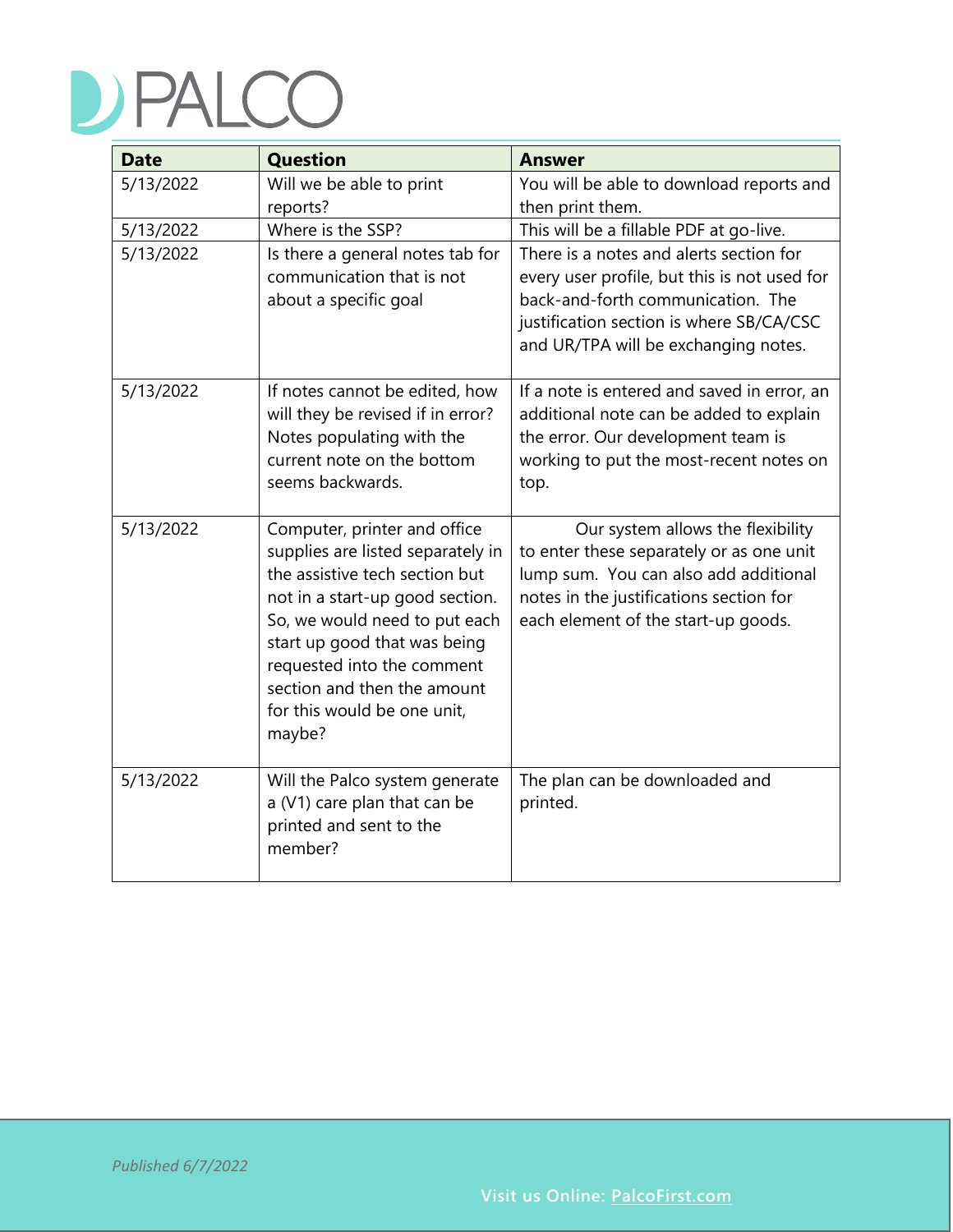| Date | Question | Answer |
|---|---|---|
| 5/13/2022 | Will we be able to print reports? | You will be able to download reports and then print them. |
| 5/13/2022 | Where is the SSP? | This will be a fillable PDF at go-live. |
| 5/13/2022 | Is there a general notes tab for communication that is not about a specific goal | There is a notes and alerts section for every user profile, but this is not used for back-and-forth communication. The justification section is where SB/CA/CSC and UR/TPA will be exchanging notes. |
| 5/13/2022 | If notes cannot be edited, how will they be revised if in error? Notes populating with the current note on the bottom seems backwards. | If a note is entered and saved in error, an additional note can be added to explain the error. Our development team is working to put the most-recent notes on top. |
| 5/13/2022 | Computer, printer and office supplies are listed separately in the assistive tech section but not in a start-up good section. So, we would need to put each start up good that was being requested into the comment section and then the amount for this would be one unit, maybe? | Our system allows the flexibility to enter these separately or as one unit lump sum. You can also add additional notes in the justifications section for each element of the start-up goods. |
| 5/13/2022 | Will the Palco system generate a (V1) care plan that can be printed and sent to the member? | The plan can be downloaded and printed. |

*Published 6/7/2022*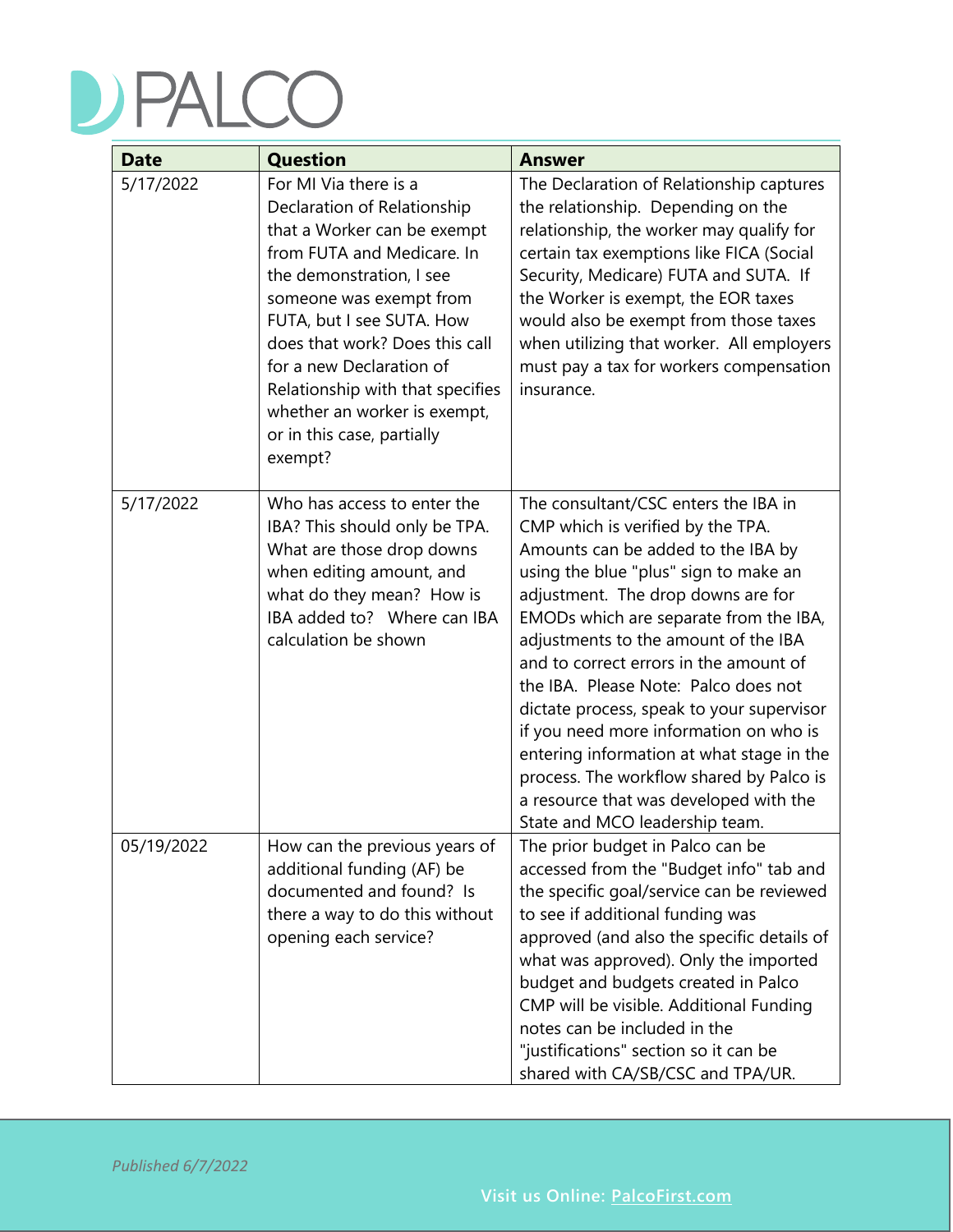| Date | Question | Answer |
|---|---|---|
| 5/17/2022 | For MI Via there is a Declaration of Relationship that a Worker can be exempt from FUTA and Medicare. In the demonstration, I see someone was exempt from FUTA, but I see SUTA. How does that work? Does this call for a new Declaration of Relationship with that specifies whether an worker is exempt, or in this case, partially exempt? | The Declaration of Relationship captures the relationship. Depending on the relationship, the worker may qualify for certain tax exemptions like FICA (Social Security, Medicare) FUTA and SUTA. If the Worker is exempt, the EOR taxes would also be exempt from those taxes when utilizing that worker. All employers must pay a tax for workers compensation insurance. |
| 5/17/2022 | Who has access to enter the IBA? This should only be TPA. What are those drop downs when editing amount, and what do they mean? How is IBA added to? Where can IBA calculation be shown | The consultant/CSC enters the IBA in CMP which is verified by the TPA. Amounts can be added to the IBA by using the blue "plus" sign to make an adjustment. The drop downs are for EMODs which are separate from the IBA, adjustments to the amount of the IBA and to correct errors in the amount of the IBA. Please Note: Palco does not dictate process, speak to your supervisor if you need more information on who is entering information at what stage in the process. The workflow shared by Palco is a resource that was developed with the State and MCO leadership team. |
| 05/19/2022 | How can the previous years of additional funding (AF) be documented and found? Is there a way to do this without opening each service? | The prior budget in Palco can be accessed from the "Budget info" tab and the specific goal/service can be reviewed to see if additional funding was approved (and also the specific details of what was approved). Only the imported budget and budgets created in Palco CMP will be visible. Additional Funding notes can be included in the "justifications" section so it can be shared with CA/SB/CSC and TPA/UR. |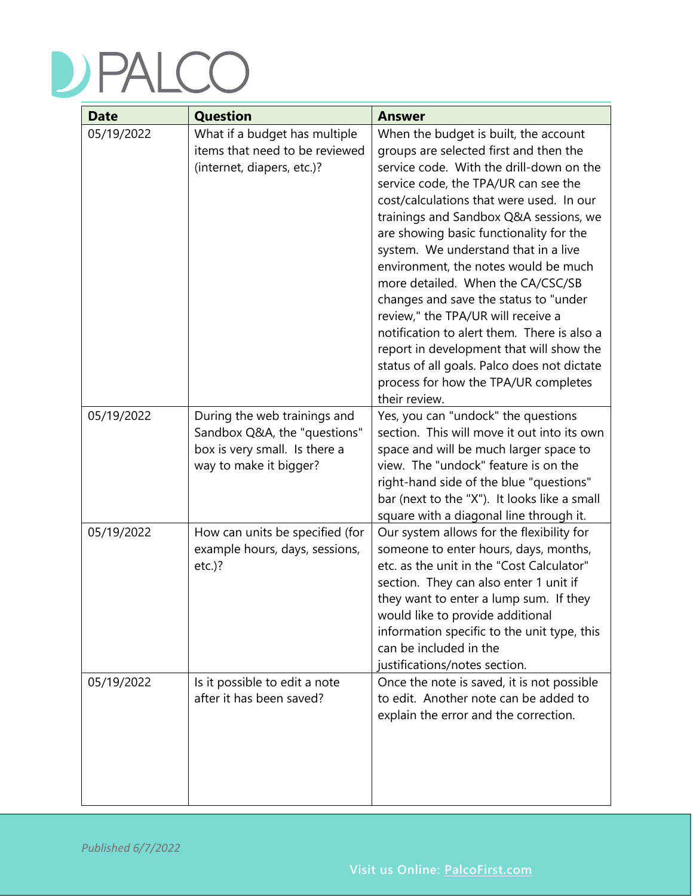| Date | Question | Answer |
| --- | --- | --- |
| 05/19/2022 | What if a budget has multiple items that need to be reviewed (internet, diapers, etc.)? | When the budget is built, the account groups are selected first and then the service code. With the drill-down on the service code, the TPA/UR can see the cost/calculations that were used. In our trainings and Sandbox Q&A sessions, we are showing basic functionality for the system. We understand that in a live environment, the notes would be much more detailed. When the CA/CSC/SB changes and save the status to "under review," the TPA/UR will receive a notification to alert them. There is also a report in development that will show the status of all goals. Palco does not dictate process for how the TPA/UR completes their review. |
| 05/19/2022 | During the web trainings and Sandbox Q&A, the "questions" box is very small. Is there a way to make it bigger? | Yes, you can "undock" the questions section. This will move it out into its own space and will be much larger space to view. The "undock" feature is on the right-hand side of the blue "questions" bar (next to the "X"). It looks like a small square with a diagonal line through it. |
| 05/19/2022 | How can units be specified (for example hours, days, sessions, etc.)? | Our system allows for the flexibility for someone to enter hours, days, months, etc. as the unit in the "Cost Calculator" section. They can also enter 1 unit if they want to enter a lump sum. If they would like to provide additional information specific to the unit type, this can be included in the justifications/notes section. |
| 05/19/2022 | Is it possible to edit a note after it has been saved? | Once the note is saved, it is not possible to edit. Another note can be added to explain the error and the correction. |

*Published 6/7/2022*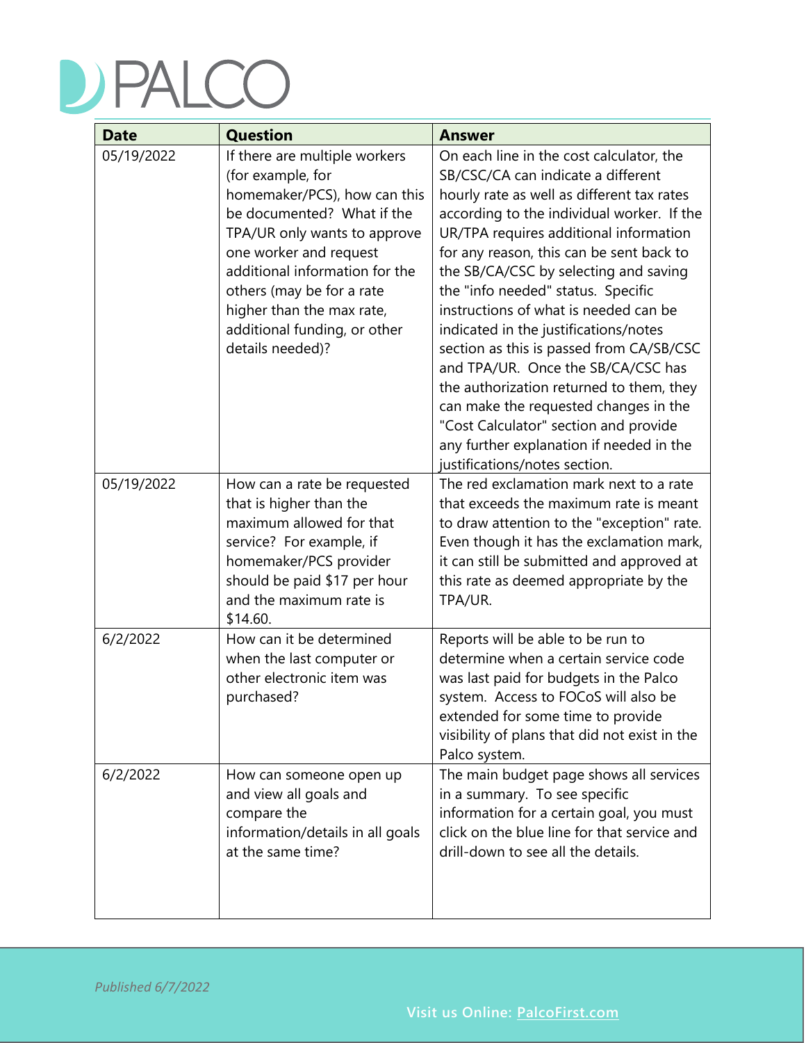| Date | Question | Answer |
|---|---|---|
| 05/19/2022 | If there are multiple workers (for example, for homemaker/PCS), how can this be documented? What if the TPA/UR only wants to approve one worker and request additional information for the others (may be for a rate higher than the max rate, additional funding, or other details needed)? | On each line in the cost calculator, the SB/CSC/CA can indicate a different hourly rate as well as different tax rates according to the individual worker. If the UR/TPA requires additional information for any reason, this can be sent back to the SB/CA/CSC by selecting and saving the "info needed" status. Specific instructions of what is needed can be indicated in the justifications/notes section as this is passed from CA/SB/CSC and TPA/UR. Once the SB/CA/CSC has the authorization returned to them, they can make the requested changes in the "Cost Calculator" section and provide any further explanation if needed in the justifications/notes section. |
| 05/19/2022 | How can a rate be requested that is higher than the maximum allowed for that service? For example, if homemaker/PCS provider should be paid $17 per hour and the maximum rate is $14.60. | The red exclamation mark next to a rate that exceeds the maximum rate is meant to draw attention to the "exception" rate. Even though it has the exclamation mark, it can still be submitted and approved at this rate as deemed appropriate by the TPA/UR. |
| 6/2/2022 | How can it be determined when the last computer or other electronic item was purchased? | Reports will be able to be run to determine when a certain service code was last paid for budgets in the Palco system. Access to FOCoS will also be extended for some time to provide visibility of plans that did not exist in the Palco system. |
| 6/2/2022 | How can someone open up and view all goals and compare the information/details in all goals at the same time? | The main budget page shows all services in a summary. To see specific information for a certain goal, you must click on the blue line for that service and drill-down to see all the details. |

*Published 6/7/2022*

Visit us Online: PalcoFirst.com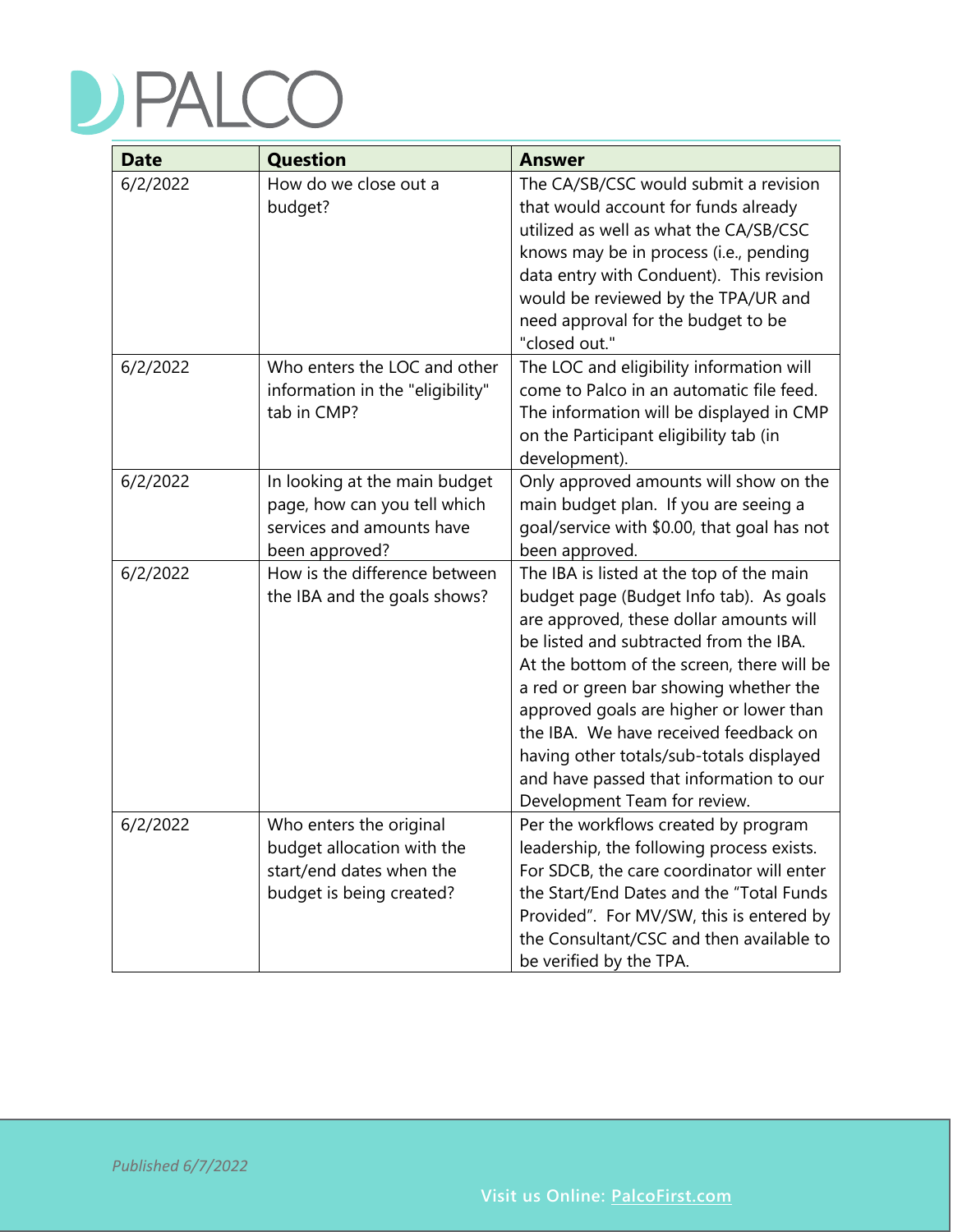| Date | Question | Answer |
|---|---|---|
| 6/2/2022 | How do we close out a budget? | The CA/SB/CSC would submit a revision that would account for funds already utilized as well as what the CA/SB/CSC knows may be in process (i.e., pending data entry with Conduent). This revision would be reviewed by the TPA/UR and need approval for the budget to be "closed out." |
| 6/2/2022 | Who enters the LOC and other information in the "eligibility" tab in CMP? | The LOC and eligibility information will come to Palco in an automatic file feed. The information will be displayed in CMP on the Participant eligibility tab (in development). |
| 6/2/2022 | In looking at the main budget page, how can you tell which services and amounts have been approved? | Only approved amounts will show on the main budget plan. If you are seeing a goal/service with $0.00, that goal has not been approved. |
| 6/2/2022 | How is the difference between the IBA and the goals shows? | The IBA is listed at the top of the main budget page (Budget Info tab). As goals are approved, these dollar amounts will be listed and subtracted from the IBA. At the bottom of the screen, there will be a red or green bar showing whether the approved goals are higher or lower than the IBA. We have received feedback on having other totals/sub-totals displayed and have passed that information to our Development Team for review. |
| 6/2/2022 | Who enters the original budget allocation with the start/end dates when the budget is being created? | Per the workflows created by program leadership, the following process exists. For SDCB, the care coordinator will enter the Start/End Dates and the "Total Funds Provided". For MV/SW, this is entered by the Consultant/CSC and then available to be verified by the TPA. |

*Published 6/7/2022*

Visit us Online: PalcoFirst.com